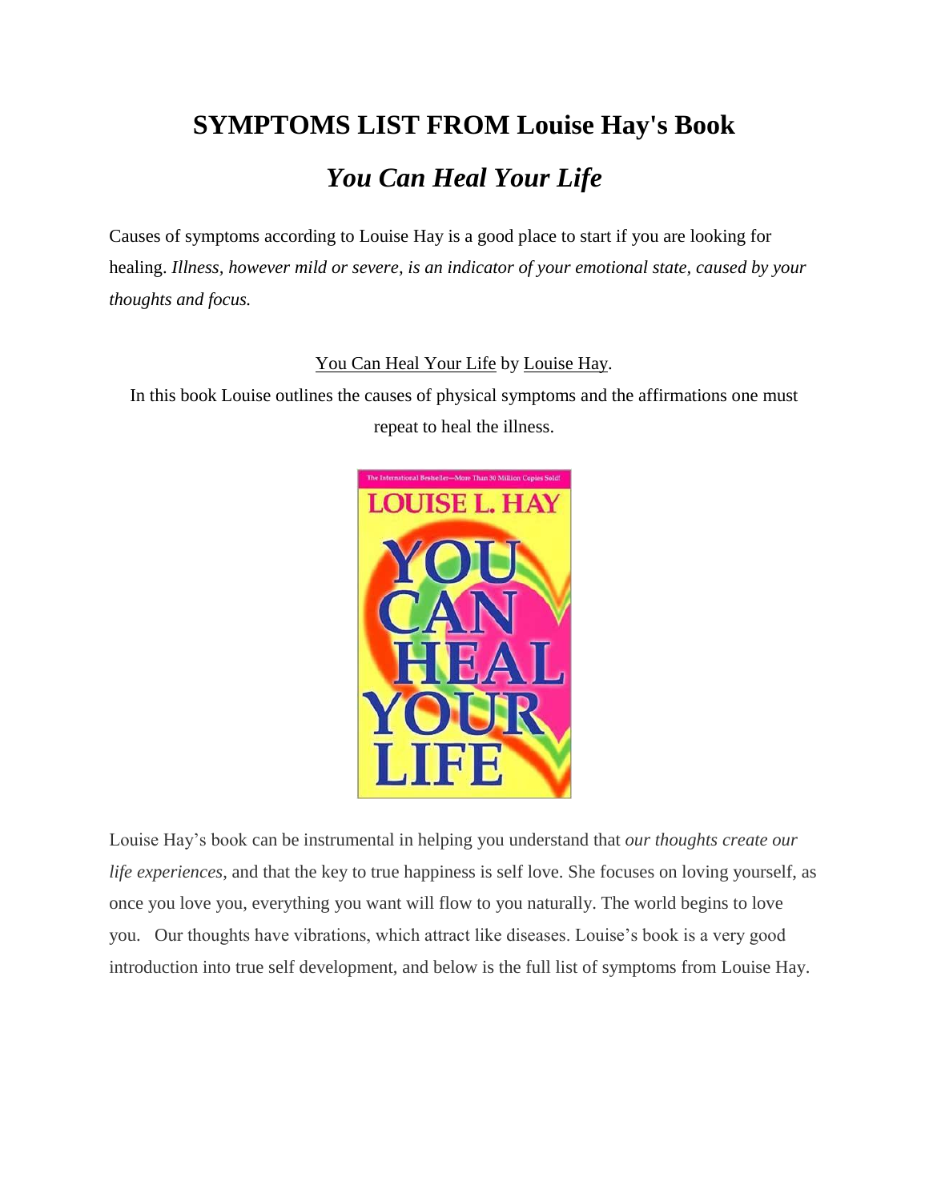# SYMPTOMS LIST FROM Louise Hay's Book

## *You Can Heal Your Life*

Causes of symptoms according to Louise Hay is a good place to start if you are looking for healing. *Illness, however mild or severe, is an indicator of your emotional state, caused by your thoughts and focus.*

You Can Heal Your Life by Louise Hay.

In this book Louise outlines the causes of physical symptoms and the affirmations one must repeat to heal the illness.

Louise Hay's book can be instrumental in helping you understand that *our thoughts create our life experiences*, and that the key to true happiness is self love. She focuses on loving yourself, as once you love you, everything you want will flow to you naturally. The world begins to love you. Our thoughts have vibrations, which attract like diseases. Louise's book is a very good introduction into true self development, and below is the full list of symptoms from Louise Hay.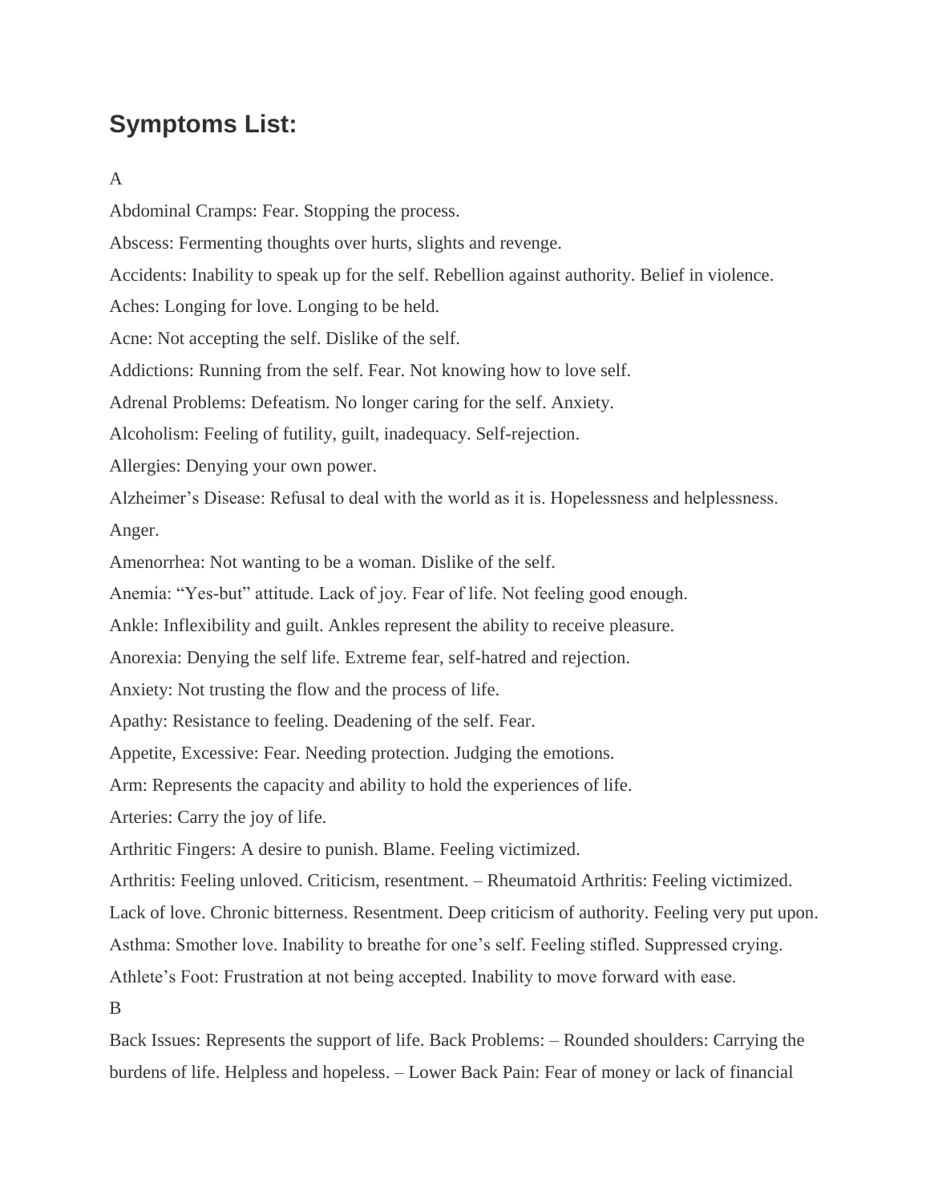## Symptoms List:

A

Abdominal Cramps: Fear. Stopping the process.

Abscess: Fermenting thoughts over hurts, slights and revenge.

Accidents: Inability to speak up for the self. Rebellion against authority. Belief in violence.

Aches: Longing for love. Longing to be held.

Acne: Not accepting the self. Dislike of the self.

Addictions: Running from the self. Fear. Not knowing how to love self.

Adrenal Problems: Defeatism. No longer caring for the self. Anxiety.

Alcoholism: Feeling of futility, guilt, inadequacy. Self-rejection.

Allergies: Denying your own power.

Alzheimer's Disease: Refusal to deal with the world as it is. Hopelessness and helplessness. Anger.

Amenorrhea: Not wanting to be a woman. Dislike of the self.

Anemia: "Yes-but" attitude. Lack of joy. Fear of life. Not feeling good enough.

Ankle: Inflexibility and guilt. Ankles represent the ability to receive pleasure.

Anorexia: Denying the self life. Extreme fear, self-hatred and rejection.

Anxiety: Not trusting the flow and the process of life.

Apathy: Resistance to feeling. Deadening of the self. Fear.

Appetite, Excessive: Fear. Needing protection. Judging the emotions.

Arm: Represents the capacity and ability to hold the experiences of life.

Arteries: Carry the joy of life.

Arthritic Fingers: A desire to punish. Blame. Feeling victimized.

Arthritis: Feeling unloved. Criticism, resentment. – Rheumatoid Arthritis: Feeling victimized. Lack of love. Chronic bitterness. Resentment. Deep criticism of authority. Feeling very put upon.

Asthma: Smother love. Inability to breathe for one's self. Feeling stifled. Suppressed crying.

Athlete's Foot: Frustration at not being accepted. Inability to move forward with ease.

B

Back Issues: Represents the support of life. Back Problems: – Rounded shoulders: Carrying the burdens of life. Helpless and hopeless. – Lower Back Pain: Fear of money or lack of financial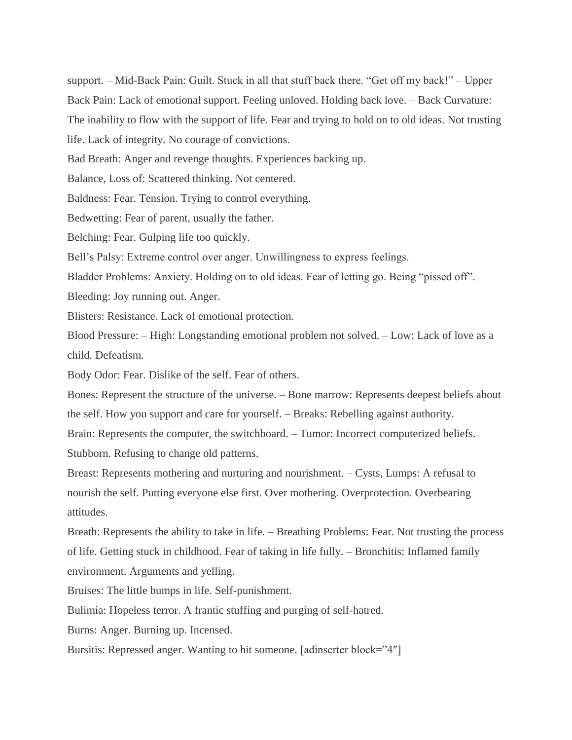support. – Mid-Back Pain: Guilt. Stuck in all that stuff back there. "Get off my back!" – Upper Back Pain: Lack of emotional support. Feeling unloved. Holding back love. – Back Curvature: The inability to flow with the support of life. Fear and trying to hold on to old ideas. Not trusting life. Lack of integrity. No courage of convictions.

Bad Breath: Anger and revenge thoughts. Experiences backing up.

Balance, Loss of: Scattered thinking. Not centered.

Baldness: Fear. Tension. Trying to control everything.

Bedwetting: Fear of parent, usually the father.

Belching: Fear. Gulping life too quickly.

Bell's Palsy: Extreme control over anger. Unwillingness to express feelings.

Bladder Problems: Anxiety. Holding on to old ideas. Fear of letting go. Being "pissed off".

Bleeding: Joy running out. Anger.

Blisters: Resistance. Lack of emotional protection.

Blood Pressure: – High: Longstanding emotional problem not solved. – Low: Lack of love as a child. Defeatism.

Body Odor: Fear. Dislike of the self. Fear of others.

Bones: Represent the structure of the universe. – Bone marrow: Represents deepest beliefs about the self. How you support and care for yourself. – Breaks: Rebelling against authority.

Brain: Represents the computer, the switchboard. – Tumor: Incorrect computerized beliefs. Stubborn. Refusing to change old patterns.

Breast: Represents mothering and nurturing and nourishment. – Cysts, Lumps: A refusal to nourish the self. Putting everyone else first. Over mothering. Overprotection. Overbearing attitudes.

Breath: Represents the ability to take in life. – Breathing Problems: Fear. Not trusting the process of life. Getting stuck in childhood. Fear of taking in life fully. – Bronchitis: Inflamed family environment. Arguments and yelling.

Bruises: The little bumps in life. Self-punishment.

Bulimia: Hopeless terror. A frantic stuffing and purging of self-hatred.

Burns: Anger. Burning up. Incensed.

Bursitis: Repressed anger. Wanting to hit someone. [adinserter block="4″]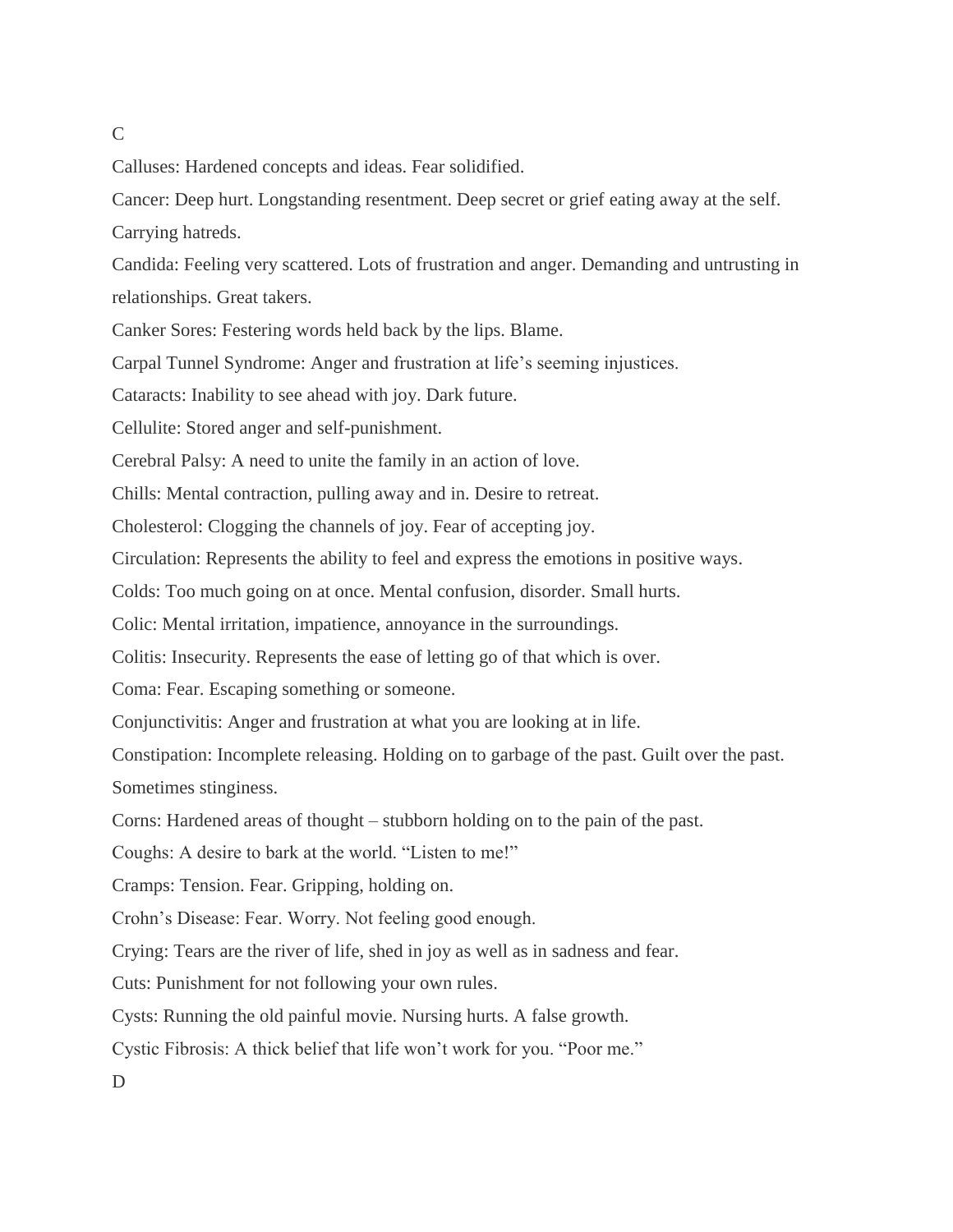## C

Calluses: Hardened concepts and ideas. Fear solidified.

Cancer: Deep hurt. Longstanding resentment. Deep secret or grief eating away at the self. Carrying hatreds.

Candida: Feeling very scattered. Lots of frustration and anger. Demanding and untrusting in relationships. Great takers.

Canker Sores: Festering words held back by the lips. Blame.

Carpal Tunnel Syndrome: Anger and frustration at life's seeming injustices.

Cataracts: Inability to see ahead with joy. Dark future.

Cellulite: Stored anger and self-punishment.

Cerebral Palsy: A need to unite the family in an action of love.

Chills: Mental contraction, pulling away and in. Desire to retreat.

Cholesterol: Clogging the channels of joy. Fear of accepting joy.

Circulation: Represents the ability to feel and express the emotions in positive ways.

Colds: Too much going on at once. Mental confusion, disorder. Small hurts.

Colic: Mental irritation, impatience, annoyance in the surroundings.

Colitis: Insecurity. Represents the ease of letting go of that which is over.

Coma: Fear. Escaping something or someone.

Conjunctivitis: Anger and frustration at what you are looking at in life.

Constipation: Incomplete releasing. Holding on to garbage of the past. Guilt over the past. Sometimes stinginess.

Corns: Hardened areas of thought – stubborn holding on to the pain of the past.

Coughs: A desire to bark at the world. "Listen to me!"

Cramps: Tension. Fear. Gripping, holding on.

Crohn's Disease: Fear. Worry. Not feeling good enough.

Crying: Tears are the river of life, shed in joy as well as in sadness and fear.

Cuts: Punishment for not following your own rules.

Cysts: Running the old painful movie. Nursing hurts. A false growth.

Cystic Fibrosis: A thick belief that life won't work for you. "Poor me."

## D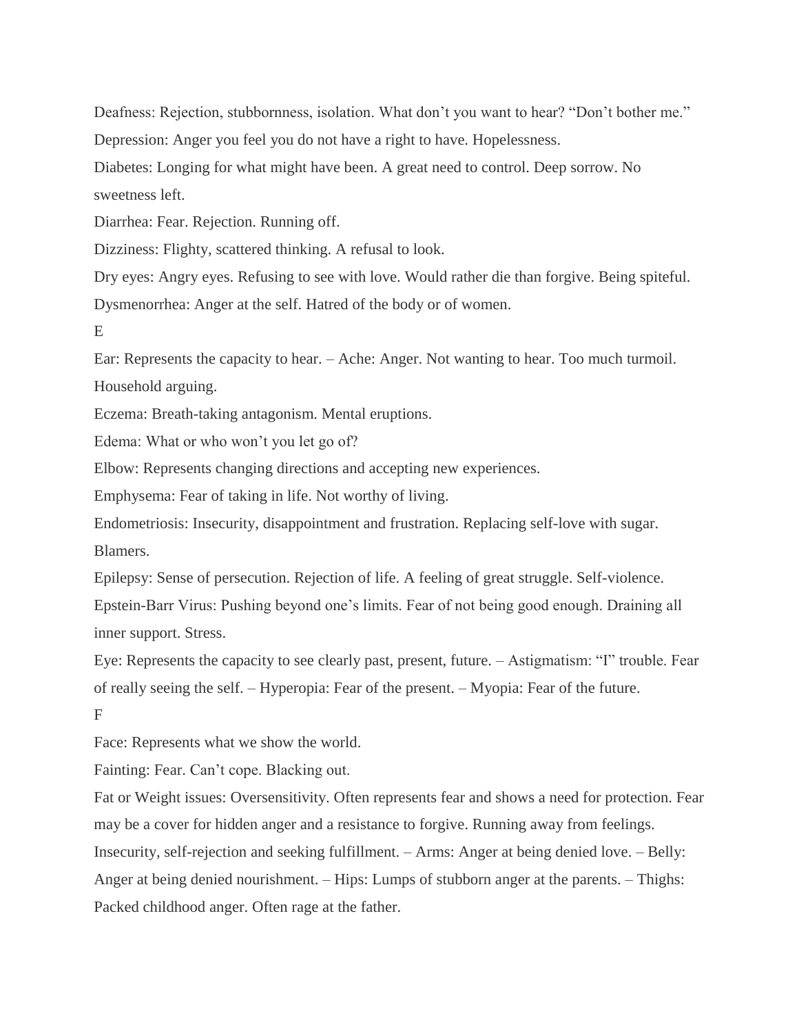Deafness: Rejection, stubbornness, isolation. What don't you want to hear? "Don't bother me."

Depression: Anger you feel you do not have a right to have. Hopelessness.

Diabetes: Longing for what might have been. A great need to control. Deep sorrow. No sweetness left.

Diarrhea: Fear. Rejection. Running off.

Dizziness: Flighty, scattered thinking. A refusal to look.

Dry eyes: Angry eyes. Refusing to see with love. Would rather die than forgive. Being spiteful.

Dysmenorrhea: Anger at the self. Hatred of the body or of women.

E

Ear: Represents the capacity to hear. – Ache: Anger. Not wanting to hear. Too much turmoil. Household arguing.

Eczema: Breath-taking antagonism. Mental eruptions.

Edema: What or who won't you let go of?

Elbow: Represents changing directions and accepting new experiences.

Emphysema: Fear of taking in life. Not worthy of living.

Endometriosis: Insecurity, disappointment and frustration. Replacing self-love with sugar. Blamers.

Epilepsy: Sense of persecution. Rejection of life. A feeling of great struggle. Self-violence.

Epstein-Barr Virus: Pushing beyond one's limits. Fear of not being good enough. Draining all inner support. Stress.

Eye: Represents the capacity to see clearly past, present, future. – Astigmatism: "I" trouble. Fear of really seeing the self. – Hyperopia: Fear of the present. – Myopia: Fear of the future.

F

Face: Represents what we show the world.

Fainting: Fear. Can't cope. Blacking out.

Fat or Weight issues: Oversensitivity. Often represents fear and shows a need for protection. Fear may be a cover for hidden anger and a resistance to forgive. Running away from feelings. Insecurity, self-rejection and seeking fulfillment. – Arms: Anger at being denied love. – Belly: Anger at being denied nourishment. – Hips: Lumps of stubborn anger at the parents. – Thighs: Packed childhood anger. Often rage at the father.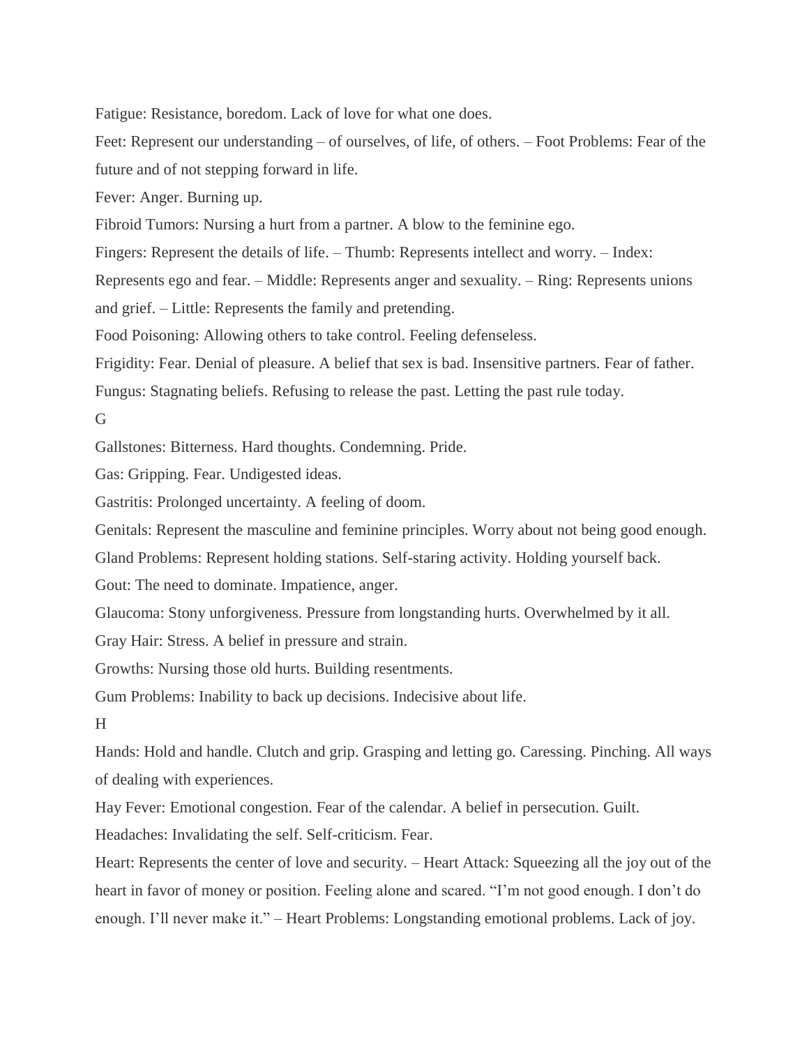Fatigue: Resistance, boredom. Lack of love for what one does.

Feet: Represent our understanding – of ourselves, of life, of others. – Foot Problems: Fear of the future and of not stepping forward in life.

Fever: Anger. Burning up.

Fibroid Tumors: Nursing a hurt from a partner. A blow to the feminine ego.

Fingers: Represent the details of life. – Thumb: Represents intellect and worry. – Index: Represents ego and fear. – Middle: Represents anger and sexuality. – Ring: Represents unions and grief. – Little: Represents the family and pretending.

Food Poisoning: Allowing others to take control. Feeling defenseless.

Frigidity: Fear. Denial of pleasure. A belief that sex is bad. Insensitive partners. Fear of father.

Fungus: Stagnating beliefs. Refusing to release the past. Letting the past rule today.

G

Gallstones: Bitterness. Hard thoughts. Condemning. Pride.

Gas: Gripping. Fear. Undigested ideas.

Gastritis: Prolonged uncertainty. A feeling of doom.

Genitals: Represent the masculine and feminine principles. Worry about not being good enough.

Gland Problems: Represent holding stations. Self-staring activity. Holding yourself back.

Gout: The need to dominate. Impatience, anger.

Glaucoma: Stony unforgiveness. Pressure from longstanding hurts. Overwhelmed by it all.

Gray Hair: Stress. A belief in pressure and strain.

Growths: Nursing those old hurts. Building resentments.

Gum Problems: Inability to back up decisions. Indecisive about life.

H

Hands: Hold and handle. Clutch and grip. Grasping and letting go. Caressing. Pinching. All ways of dealing with experiences.

Hay Fever: Emotional congestion. Fear of the calendar. A belief in persecution. Guilt.

Headaches: Invalidating the self. Self-criticism. Fear.

Heart: Represents the center of love and security. – Heart Attack: Squeezing all the joy out of the heart in favor of money or position. Feeling alone and scared. "I'm not good enough. I don't do enough. I'll never make it." – Heart Problems: Longstanding emotional problems. Lack of joy.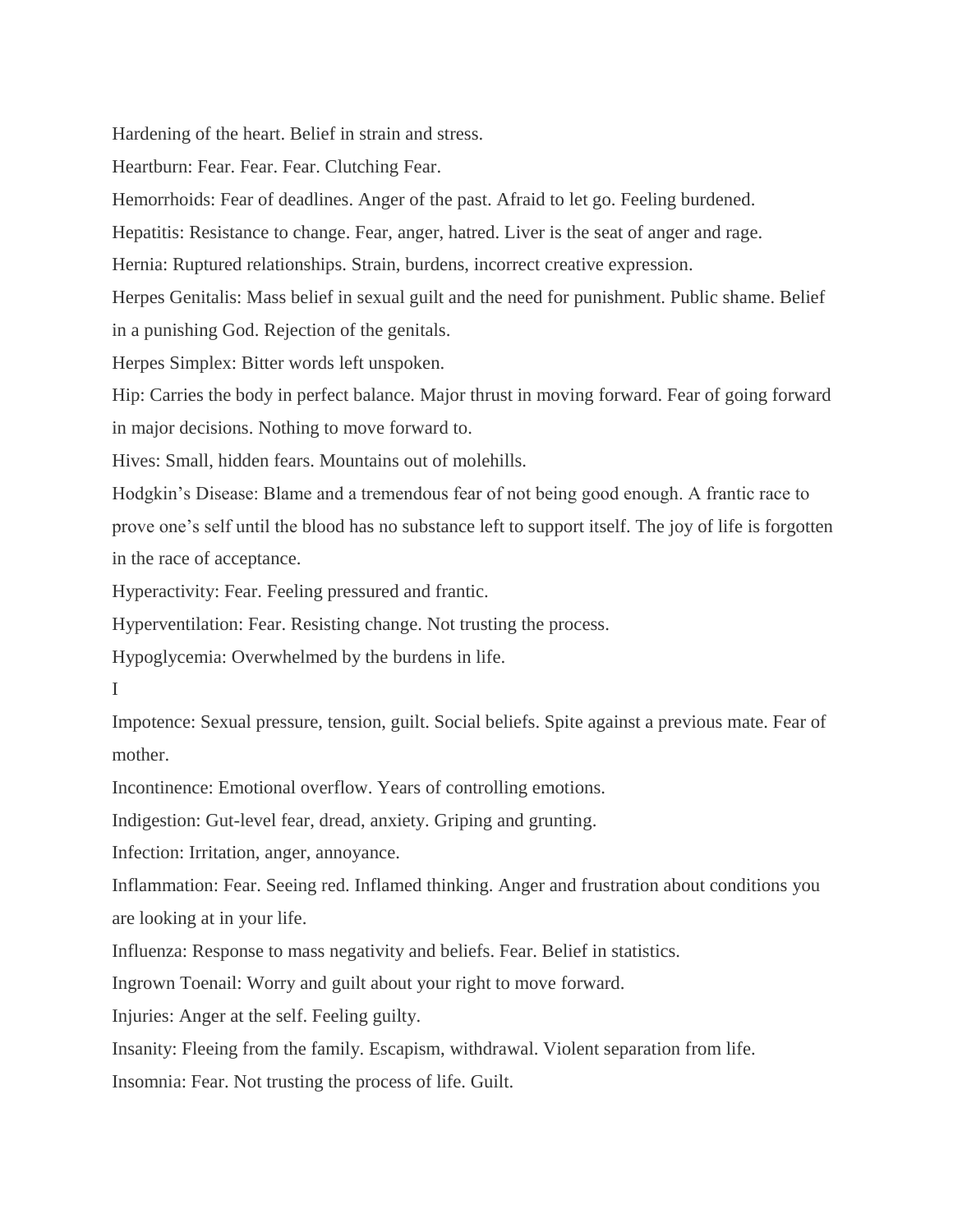Hardening of the heart. Belief in strain and stress.

Heartburn: Fear. Fear. Fear. Clutching Fear.

Hemorrhoids: Fear of deadlines. Anger of the past. Afraid to let go. Feeling burdened.

Hepatitis: Resistance to change. Fear, anger, hatred. Liver is the seat of anger and rage.

Hernia: Ruptured relationships. Strain, burdens, incorrect creative expression.

Herpes Genitalis: Mass belief in sexual guilt and the need for punishment. Public shame. Belief in a punishing God. Rejection of the genitals.

Herpes Simplex: Bitter words left unspoken.

Hip: Carries the body in perfect balance. Major thrust in moving forward. Fear of going forward in major decisions. Nothing to move forward to.

Hives: Small, hidden fears. Mountains out of molehills.

Hodgkin's Disease: Blame and a tremendous fear of not being good enough. A frantic race to prove one's self until the blood has no substance left to support itself. The joy of life is forgotten in the race of acceptance.

Hyperactivity: Fear. Feeling pressured and frantic.

Hyperventilation: Fear. Resisting change. Not trusting the process.

Hypoglycemia: Overwhelmed by the burdens in life.

I

Impotence: Sexual pressure, tension, guilt. Social beliefs. Spite against a previous mate. Fear of mother.

Incontinence: Emotional overflow. Years of controlling emotions.

Indigestion: Gut-level fear, dread, anxiety. Griping and grunting.

Infection: Irritation, anger, annoyance.

Inflammation: Fear. Seeing red. Inflamed thinking. Anger and frustration about conditions you are looking at in your life.

Influenza: Response to mass negativity and beliefs. Fear. Belief in statistics.

Ingrown Toenail: Worry and guilt about your right to move forward.

Injuries: Anger at the self. Feeling guilty.

Insanity: Fleeing from the family. Escapism, withdrawal. Violent separation from life.

Insomnia: Fear. Not trusting the process of life. Guilt.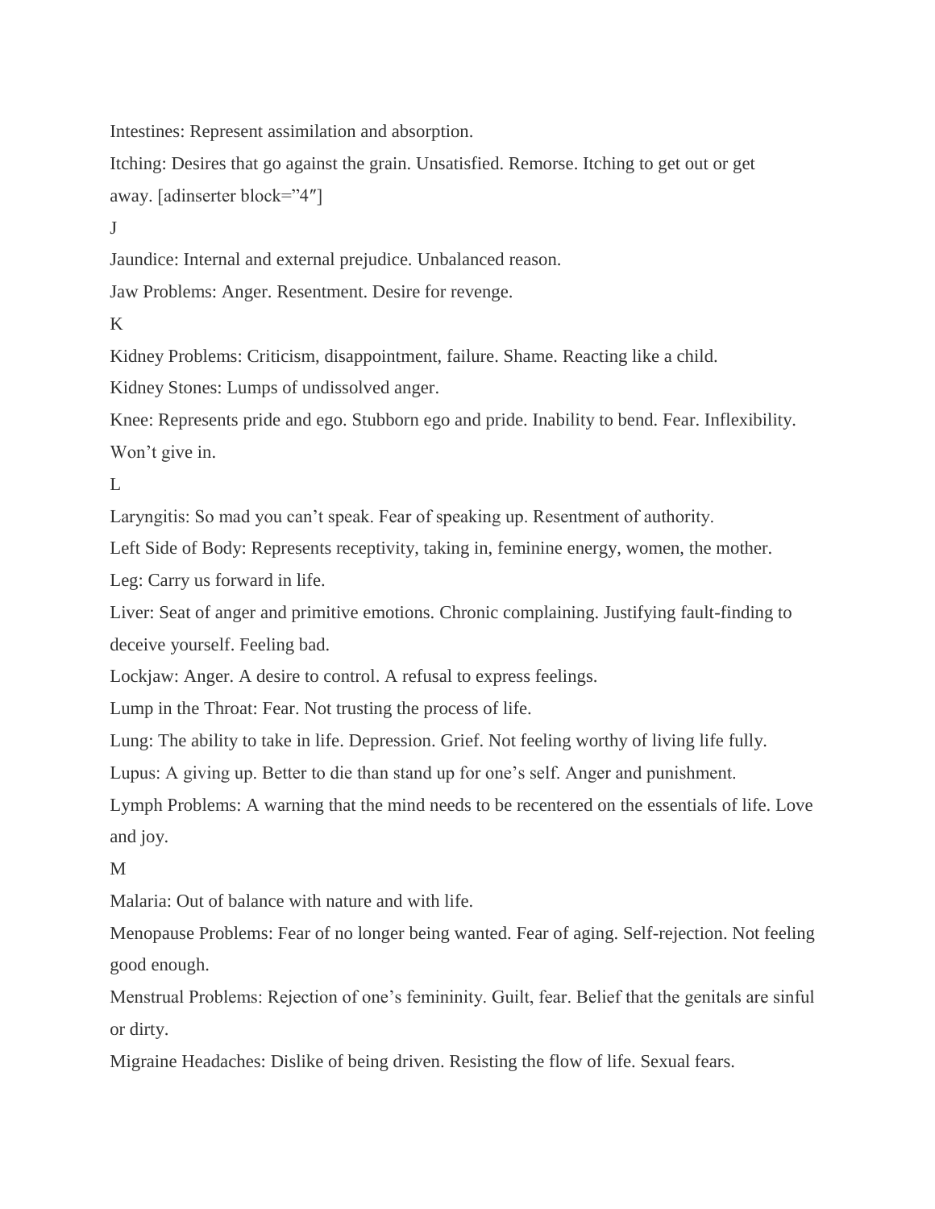Intestines: Represent assimilation and absorption.

Itching: Desires that go against the grain. Unsatisfied. Remorse. Itching to get out or get away. [adinserter block="4″]

J

Jaundice: Internal and external prejudice. Unbalanced reason.

Jaw Problems: Anger. Resentment. Desire for revenge.

K

Kidney Problems: Criticism, disappointment, failure. Shame. Reacting like a child.

Kidney Stones: Lumps of undissolved anger.

Knee: Represents pride and ego. Stubborn ego and pride. Inability to bend. Fear. Inflexibility. Won't give in.

L

Laryngitis: So mad you can't speak. Fear of speaking up. Resentment of authority.

Left Side of Body: Represents receptivity, taking in, feminine energy, women, the mother.

Leg: Carry us forward in life.

Liver: Seat of anger and primitive emotions. Chronic complaining. Justifying fault-finding to deceive yourself. Feeling bad.

Lockjaw: Anger. A desire to control. A refusal to express feelings.

Lump in the Throat: Fear. Not trusting the process of life.

Lung: The ability to take in life. Depression. Grief. Not feeling worthy of living life fully.

Lupus: A giving up. Better to die than stand up for one's self. Anger and punishment.

Lymph Problems: A warning that the mind needs to be recentered on the essentials of life. Love and joy.

M

Malaria: Out of balance with nature and with life.

Menopause Problems: Fear of no longer being wanted. Fear of aging. Self-rejection. Not feeling good enough.

Menstrual Problems: Rejection of one's femininity. Guilt, fear. Belief that the genitals are sinful or dirty.

Migraine Headaches: Dislike of being driven. Resisting the flow of life. Sexual fears.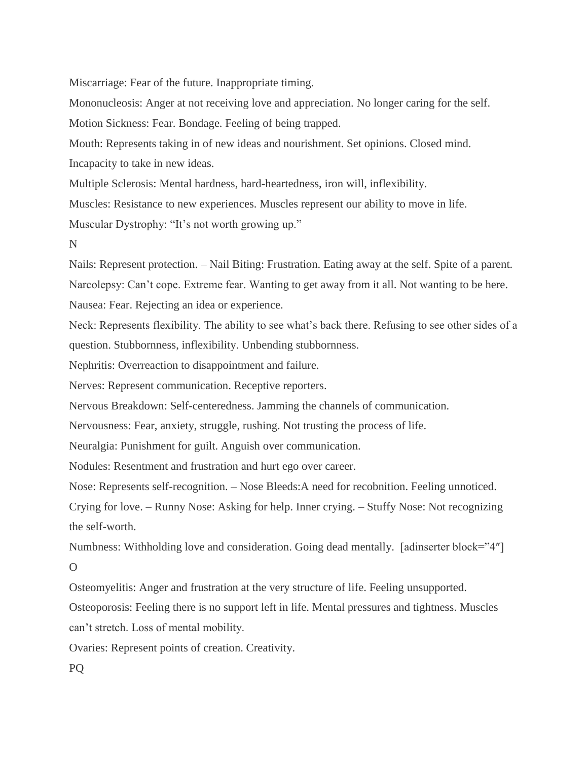Miscarriage: Fear of the future. Inappropriate timing.

Mononucleosis: Anger at not receiving love and appreciation. No longer caring for the self.

Motion Sickness: Fear. Bondage. Feeling of being trapped.

Mouth: Represents taking in of new ideas and nourishment. Set opinions. Closed mind. Incapacity to take in new ideas.

Multiple Sclerosis: Mental hardness, hard-heartedness, iron will, inflexibility.

Muscles: Resistance to new experiences. Muscles represent our ability to move in life.

Muscular Dystrophy: "It's not worth growing up."

N

Nails: Represent protection. – Nail Biting: Frustration. Eating away at the self. Spite of a parent.

Narcolepsy: Can't cope. Extreme fear. Wanting to get away from it all. Not wanting to be here.

Nausea: Fear. Rejecting an idea or experience.

Neck: Represents flexibility. The ability to see what's back there. Refusing to see other sides of a question. Stubbornness, inflexibility. Unbending stubbornness.

Nephritis: Overreaction to disappointment and failure.

Nerves: Represent communication. Receptive reporters.

Nervous Breakdown: Self-centeredness. Jamming the channels of communication.

Nervousness: Fear, anxiety, struggle, rushing. Not trusting the process of life.

Neuralgia: Punishment for guilt. Anguish over communication.

Nodules: Resentment and frustration and hurt ego over career.

Nose: Represents self-recognition. – Nose Bleeds:A need for recobnition. Feeling unnoticed. Crying for love. – Runny Nose: Asking for help. Inner crying. – Stuffy Nose: Not recognizing the self-worth.

Numbness: Withholding love and consideration. Going dead mentally. [adinserter block="4″]

O

Osteomyelitis: Anger and frustration at the very structure of life. Feeling unsupported.

Osteoporosis: Feeling there is no support left in life. Mental pressures and tightness. Muscles can't stretch. Loss of mental mobility.

Ovaries: Represent points of creation. Creativity.

PQ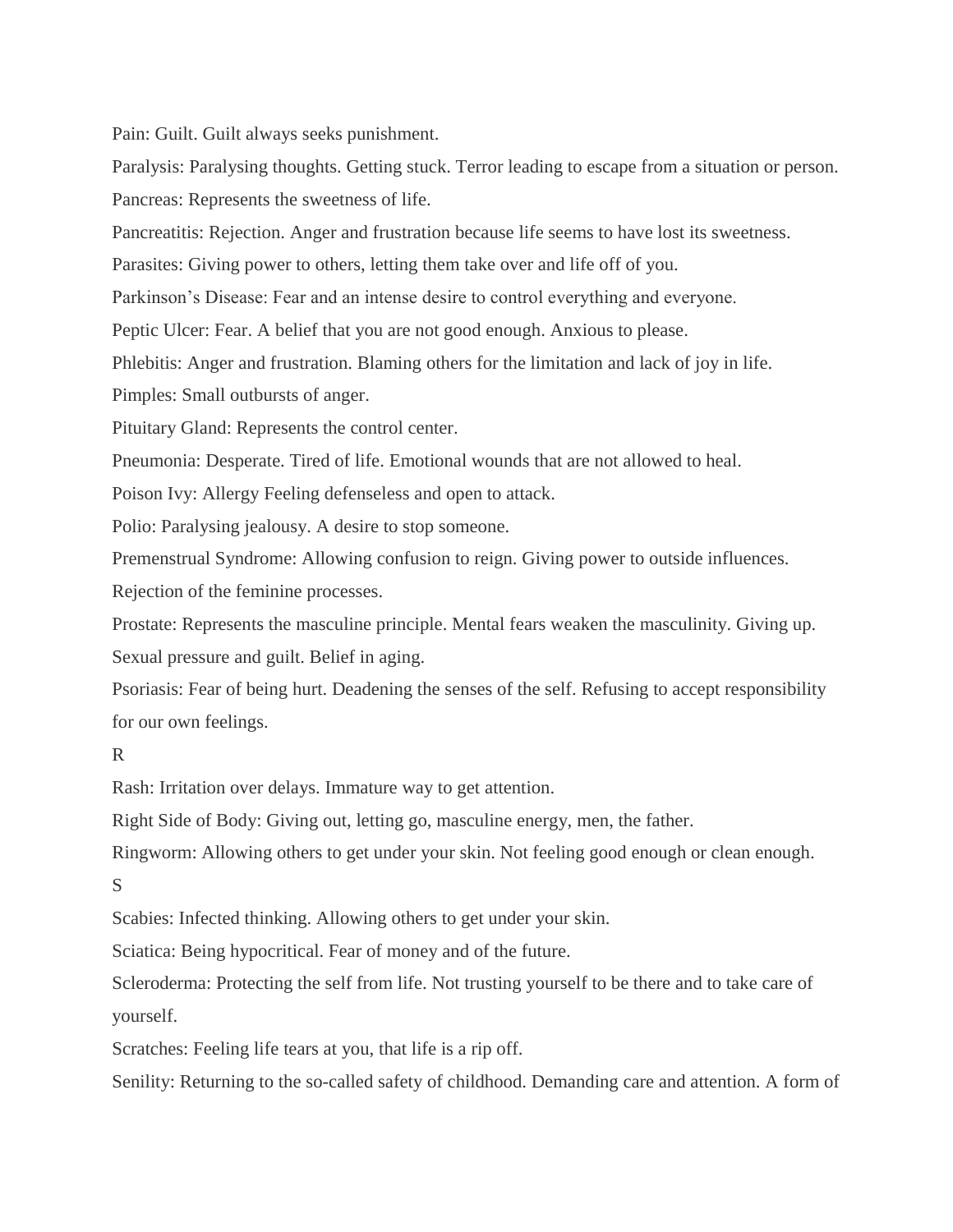Pain: Guilt. Guilt always seeks punishment.

Paralysis: Paralysing thoughts. Getting stuck. Terror leading to escape from a situation or person.

Pancreas: Represents the sweetness of life.

Pancreatitis: Rejection. Anger and frustration because life seems to have lost its sweetness.

Parasites: Giving power to others, letting them take over and life off of you.

Parkinson's Disease: Fear and an intense desire to control everything and everyone.

Peptic Ulcer: Fear. A belief that you are not good enough. Anxious to please.

Phlebitis: Anger and frustration. Blaming others for the limitation and lack of joy in life.

Pimples: Small outbursts of anger.

Pituitary Gland: Represents the control center.

Pneumonia: Desperate. Tired of life. Emotional wounds that are not allowed to heal.

Poison Ivy: Allergy Feeling defenseless and open to attack.

Polio: Paralysing jealousy. A desire to stop someone.

Premenstrual Syndrome: Allowing confusion to reign. Giving power to outside influences. Rejection of the feminine processes.

Prostate: Represents the masculine principle. Mental fears weaken the masculinity. Giving up. Sexual pressure and guilt. Belief in aging.

Psoriasis: Fear of being hurt. Deadening the senses of the self. Refusing to accept responsibility for our own feelings.

R

Rash: Irritation over delays. Immature way to get attention.

Right Side of Body: Giving out, letting go, masculine energy, men, the father.

Ringworm: Allowing others to get under your skin. Not feeling good enough or clean enough.

S

Scabies: Infected thinking. Allowing others to get under your skin.

Sciatica: Being hypocritical. Fear of money and of the future.

Scleroderma: Protecting the self from life. Not trusting yourself to be there and to take care of yourself.

Scratches: Feeling life tears at you, that life is a rip off.

Senility: Returning to the so-called safety of childhood. Demanding care and attention. A form of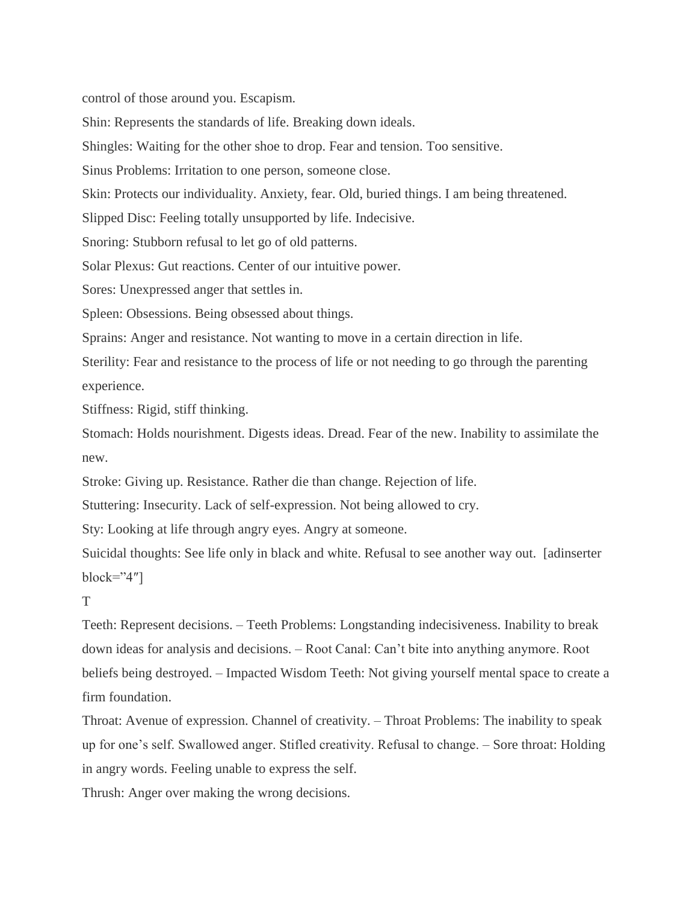control of those around you. Escapism.

Shin: Represents the standards of life. Breaking down ideals.

Shingles: Waiting for the other shoe to drop. Fear and tension. Too sensitive.

Sinus Problems: Irritation to one person, someone close.

Skin: Protects our individuality. Anxiety, fear. Old, buried things. I am being threatened.

Slipped Disc: Feeling totally unsupported by life. Indecisive.

Snoring: Stubborn refusal to let go of old patterns.

Solar Plexus: Gut reactions. Center of our intuitive power.

Sores: Unexpressed anger that settles in.

Spleen: Obsessions. Being obsessed about things.

Sprains: Anger and resistance. Not wanting to move in a certain direction in life.

Sterility: Fear and resistance to the process of life or not needing to go through the parenting experience.

Stiffness: Rigid, stiff thinking.

Stomach: Holds nourishment. Digests ideas. Dread. Fear of the new. Inability to assimilate the new.

Stroke: Giving up. Resistance. Rather die than change. Rejection of life.

Stuttering: Insecurity. Lack of self-expression. Not being allowed to cry.

Sty: Looking at life through angry eyes. Angry at someone.

Suicidal thoughts: See life only in black and white. Refusal to see another way out. [adinserter block=”4″]

T

Teeth: Represent decisions. – Teeth Problems: Longstanding indecisiveness. Inability to break down ideas for analysis and decisions. – Root Canal: Can’t bite into anything anymore. Root beliefs being destroyed. – Impacted Wisdom Teeth: Not giving yourself mental space to create a firm foundation.

Throat: Avenue of expression. Channel of creativity. – Throat Problems: The inability to speak up for one’s self. Swallowed anger. Stifled creativity. Refusal to change. – Sore throat: Holding in angry words. Feeling unable to express the self.

Thrush: Anger over making the wrong decisions.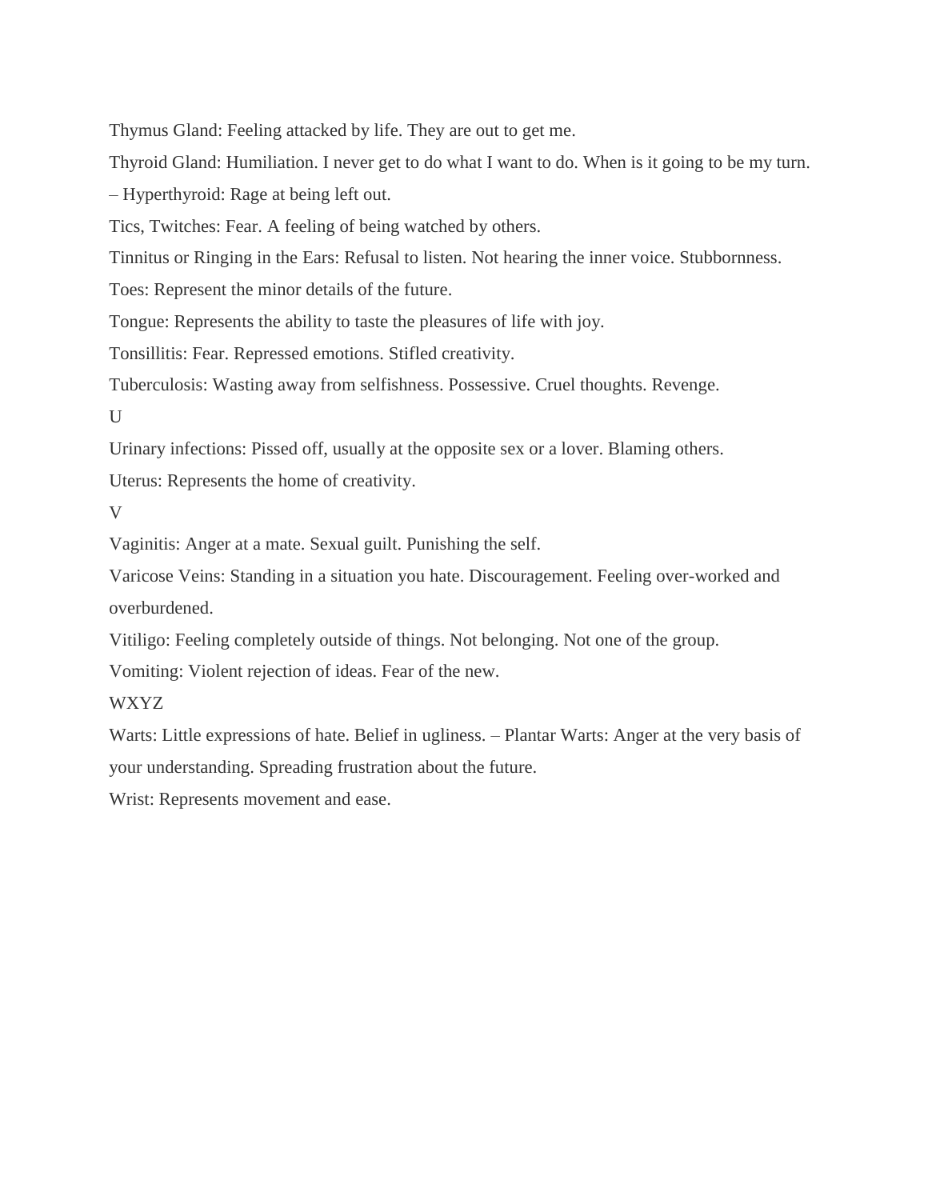Thymus Gland: Feeling attacked by life. They are out to get me.

Thyroid Gland: Humiliation. I never get to do what I want to do. When is it going to be my turn.

– Hyperthyroid: Rage at being left out.

Tics, Twitches: Fear. A feeling of being watched by others.

Tinnitus or Ringing in the Ears: Refusal to listen. Not hearing the inner voice. Stubbornness.

Toes: Represent the minor details of the future.

Tongue: Represents the ability to taste the pleasures of life with joy.

Tonsillitis: Fear. Repressed emotions. Stifled creativity.

Tuberculosis: Wasting away from selfishness. Possessive. Cruel thoughts. Revenge.

U

Urinary infections: Pissed off, usually at the opposite sex or a lover. Blaming others.

Uterus: Represents the home of creativity.

V

Vaginitis: Anger at a mate. Sexual guilt. Punishing the self.

Varicose Veins: Standing in a situation you hate. Discouragement. Feeling over-worked and overburdened.

Vitiligo: Feeling completely outside of things. Not belonging. Not one of the group.

Vomiting: Violent rejection of ideas. Fear of the new.

WXYZ

Warts: Little expressions of hate. Belief in ugliness. – Plantar Warts: Anger at the very basis of your understanding. Spreading frustration about the future.

Wrist: Represents movement and ease.